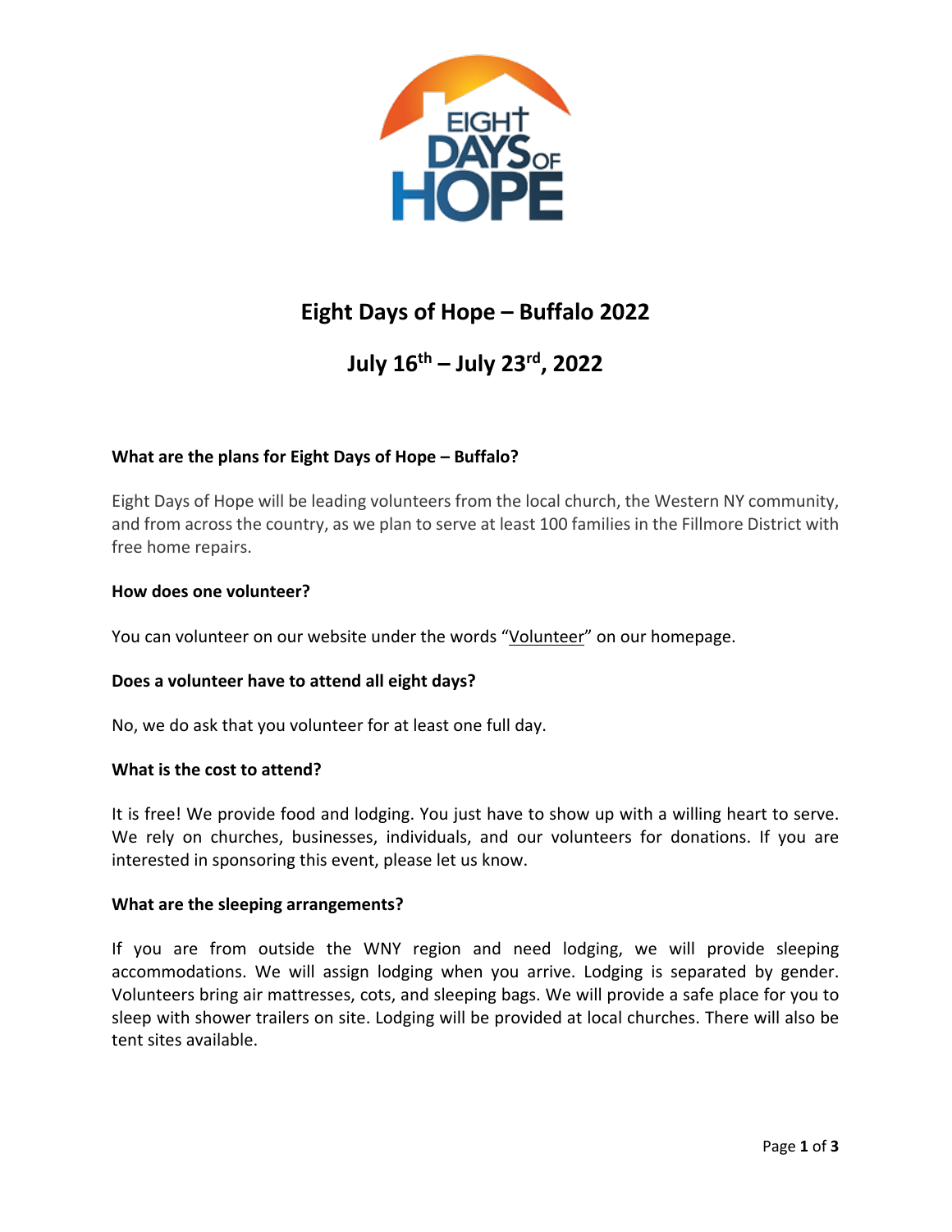# Eight Days of Hope – Buffalo 2022

## July 16th – July 23rd, 2022

**What are the plans for Eight Days of Hope – Buffalo?**

Eight Days of Hope will be leading volunteers from the local church, the Western NY community, and from across the country, as we plan to serve at least 100 families in the Fillmore District with free home repairs.

**How does one volunteer?**

You can volunteer on our website under the words "Volunteer" on our homepage.

**Does a volunteer have to attend all eight days?**

No, we do ask that you volunteer for at least one full day.

**What is the cost to attend?**

It is free! We provide food and lodging. You just have to show up with a willing heart to serve. We rely on churches, businesses, individuals, and our volunteers for donations. If you are interested in sponsoring this event, please let us know.

**What are the sleeping arrangements?**

If you are from outside the WNY region and need lodging, we will provide sleeping accommodations. We will assign lodging when you arrive. Lodging is separated by gender. Volunteers bring air mattresses, cots, and sleeping bags. We will provide a safe place for you to sleep with shower trailers on site. Lodging will be provided at local churches. There will also be tent sites available.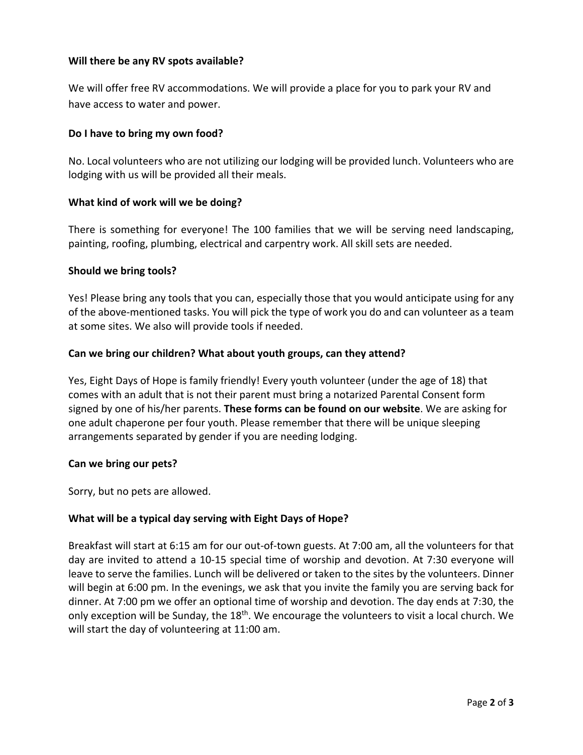**Will there be any RV spots available?**

We will offer free RV accommodations. We will provide a place for you to park your RV and have access to water and power.

**Do I have to bring my own food?**

No. Local volunteers who are not utilizing our lodging will be provided lunch. Volunteers who are lodging with us will be provided all their meals.

**What kind of work will we be doing?**

There is something for everyone! The 100 families that we will be serving need landscaping, painting, roofing, plumbing, electrical and carpentry work. All skill sets are needed.

**Should we bring tools?**

Yes! Please bring any tools that you can, especially those that you would anticipate using for any of the above-mentioned tasks. You will pick the type of work you do and can volunteer as a team at some sites. We also will provide tools if needed.

**Can we bring our children? What about youth groups, can they attend?**

Yes, Eight Days of Hope is family friendly! Every youth volunteer (under the age of 18) that comes with an adult that is not their parent must bring a notarized Parental Consent form signed by one of his/her parents. **These forms can be found on our website**. We are asking for one adult chaperone per four youth. Please remember that there will be unique sleeping arrangements separated by gender if you are needing lodging.

**Can we bring our pets?**

Sorry, but no pets are allowed.

**What will be a typical day serving with Eight Days of Hope?**

Breakfast will start at 6:15 am for our out-of-town guests. At 7:00 am, all the volunteers for that day are invited to attend a 10-15 special time of worship and devotion. At 7:30 everyone will leave to serve the families. Lunch will be delivered or taken to the sites by the volunteers. Dinner will begin at 6:00 pm. In the evenings, we ask that you invite the family you are serving back for dinner. At 7:00 pm we offer an optional time of worship and devotion. The day ends at 7:30, the only exception will be Sunday, the 18th. We encourage the volunteers to visit a local church. We will start the day of volunteering at 11:00 am.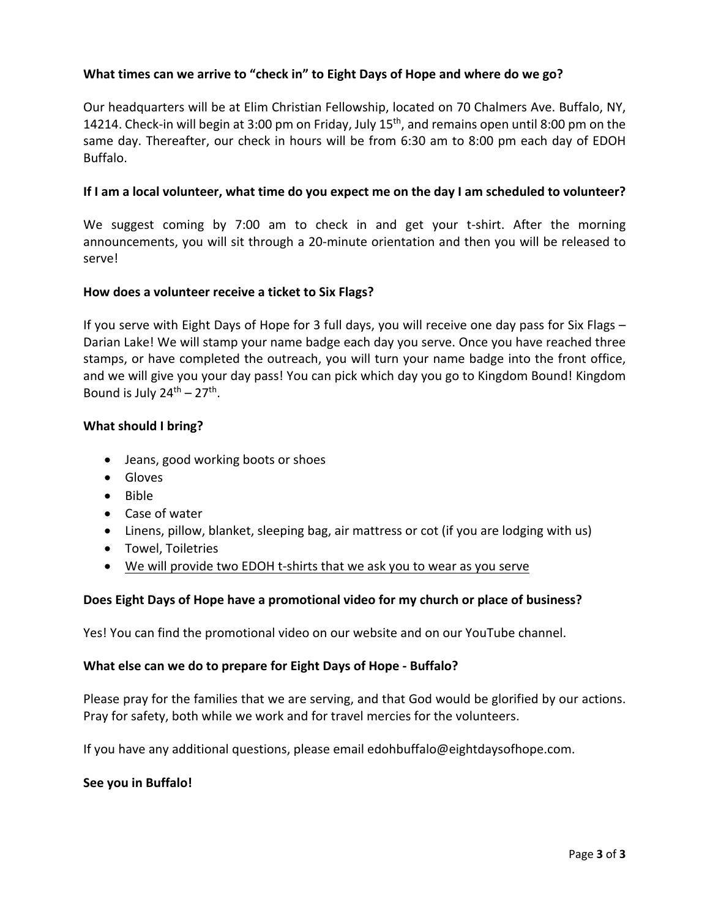**What times can we arrive to "check in" to Eight Days of Hope and where do we go?**

Our headquarters will be at Elim Christian Fellowship, located on 70 Chalmers Ave. Buffalo, NY, 14214. Check-in will begin at 3:00 pm on Friday, July 15th, and remains open until 8:00 pm on the same day. Thereafter, our check in hours will be from 6:30 am to 8:00 pm each day of EDOH Buffalo.

**If I am a local volunteer, what time do you expect me on the day I am scheduled to volunteer?**

We suggest coming by 7:00 am to check in and get your t-shirt. After the morning announcements, you will sit through a 20-minute orientation and then you will be released to serve!

**How does a volunteer receive a ticket to Six Flags?**

If you serve with Eight Days of Hope for 3 full days, you will receive one day pass for Six Flags – Darian Lake! We will stamp your name badge each day you serve. Once you have reached three stamps, or have completed the outreach, you will turn your name badge into the front office, and we will give you your day pass! You can pick which day you go to Kingdom Bound! Kingdom Bound is July 24th – 27th.

**What should I bring?**

- Jeans, good working boots or shoes
- Gloves
- Bible
- Case of water
- Linens, pillow, blanket, sleeping bag, air mattress or cot (if you are lodging with us)
- Towel, Toiletries
- We will provide two EDOH t-shirts that we ask you to wear as you serve

**Does Eight Days of Hope have a promotional video for my church or place of business?**

Yes! You can find the promotional video on our website and on our YouTube channel.

**What else can we do to prepare for Eight Days of Hope - Buffalo?**

Please pray for the families that we are serving, and that God would be glorified by our actions. Pray for safety, both while we work and for travel mercies for the volunteers.

If you have any additional questions, please email edohbuffalo@eightdaysofhope.com.

**See you in Buffalo!**